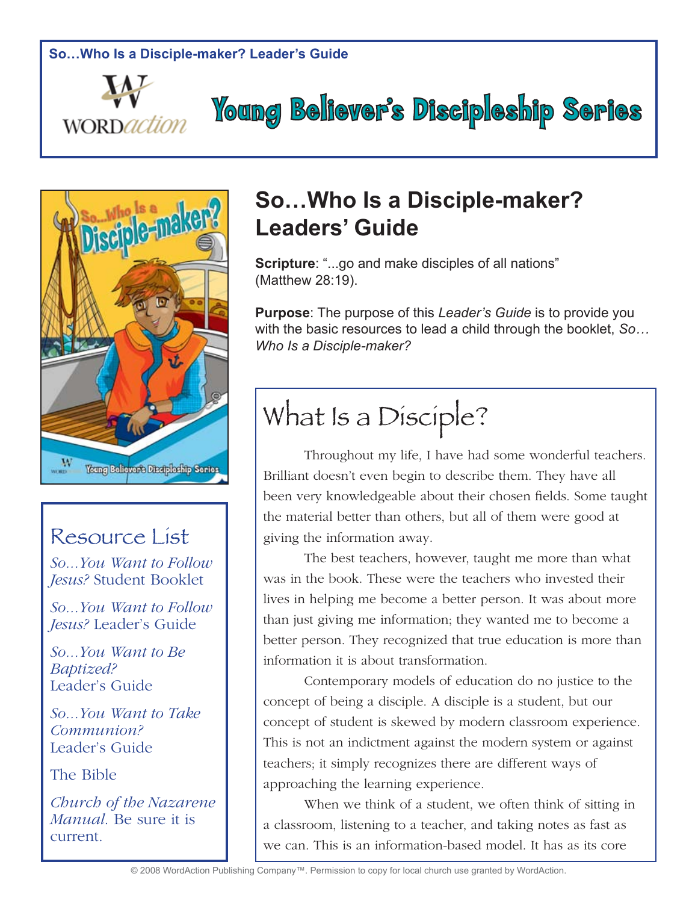So…Who Is a Disciple-maker? Leader's Guide

WORD*action*

# Young Believer's Discipleship Series

## So…Who Is a Disciple-maker? Leaders' Guide

**Scripture**: "...go and make disciples of all nations" (Matthew 28:19).

**Purpose**: The purpose of this *Leader's Guide* is to provide you with the basic resources to lead a child through the booklet, *So… Who Is a Disciple-maker?*

### Resource List

*So...You Want to Follow Jesus?* Student Booklet

*So...You Want to Follow Jesus?* Leader's Guide

*So...You Want to Be Baptized?* Leader's Guide

*So...You Want to Take Communion?* Leader's Guide

The Bible

*Church of the Nazarene Manual*. Be sure it is current.

## What Is a Disciple?

Throughout my life, I have had some wonderful teachers. Brilliant doesn't even begin to describe them. They have all been very knowledgeable about their chosen fields. Some taught the material better than others, but all of them were good at giving the information away.

The best teachers, however, taught me more than what was in the book. These were the teachers who invested their lives in helping me become a better person. It was about more than just giving me information; they wanted me to become a better person. They recognized that true education is more than information it is about transformation.

Contemporary models of education do no justice to the concept of being a disciple. A disciple is a student, but our concept of student is skewed by modern classroom experience. This is not an indictment against the modern system or against teachers; it simply recognizes there are different ways of approaching the learning experience.

When we think of a student, we often think of sitting in a classroom, listening to a teacher, and taking notes as fast as we can. This is an information-based model. It has as its core

© 2008 WordAction Publishing Company™. Permission to copy for local church use granted by WordAction.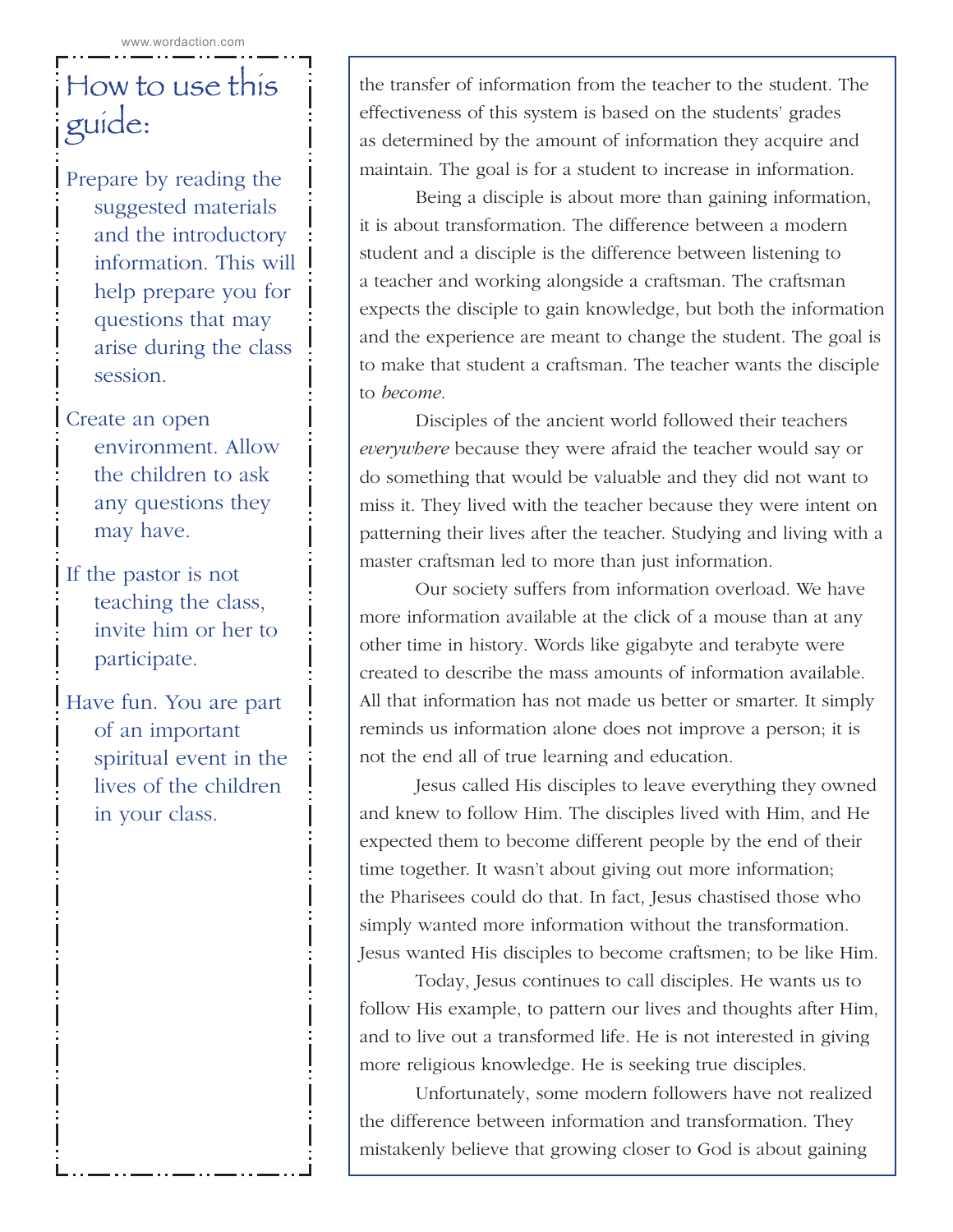## How to use this guide:

- Prepare by reading the suggested materials and the introductory information. This will help prepare you for questions that may arise during the class session.
- Create an open environment. Allow the children to ask any questions they may have.
- If the pastor is not teaching the class, invite him or her to participate.
- Have fun. You are part of an important spiritual event in the lives of the children in your class.

the transfer of information from the teacher to the student. The effectiveness of this system is based on the students' grades as determined by the amount of information they acquire and maintain. The goal is for a student to increase in information.

Being a disciple is about more than gaining information, it is about transformation. The difference between a modern student and a disciple is the difference between listening to a teacher and working alongside a craftsman. The craftsman expects the disciple to gain knowledge, but both the information and the experience are meant to change the student. The goal is to make that student a craftsman. The teacher wants the disciple to *become*.

Disciples of the ancient world followed their teachers *everywhere* because they were afraid the teacher would say or do something that would be valuable and they did not want to miss it. They lived with the teacher because they were intent on patterning their lives after the teacher. Studying and living with a master craftsman led to more than just information.

Our society suffers from information overload. We have more information available at the click of a mouse than at any other time in history. Words like gigabyte and terabyte were created to describe the mass amounts of information available. All that information has not made us better or smarter. It simply reminds us information alone does not improve a person; it is not the end all of true learning and education.

Jesus called His disciples to leave everything they owned and knew to follow Him. The disciples lived with Him, and He expected them to become different people by the end of their time together. It wasn't about giving out more information; the Pharisees could do that. In fact, Jesus chastised those who simply wanted more information without the transformation. Jesus wanted His disciples to become craftsmen; to be like Him.

Today, Jesus continues to call disciples. He wants us to follow His example, to pattern our lives and thoughts after Him, and to live out a transformed life. He is not interested in giving more religious knowledge. He is seeking true disciples.

Unfortunately, some modern followers have not realized the difference between information and transformation. They mistakenly believe that growing closer to God is about gaining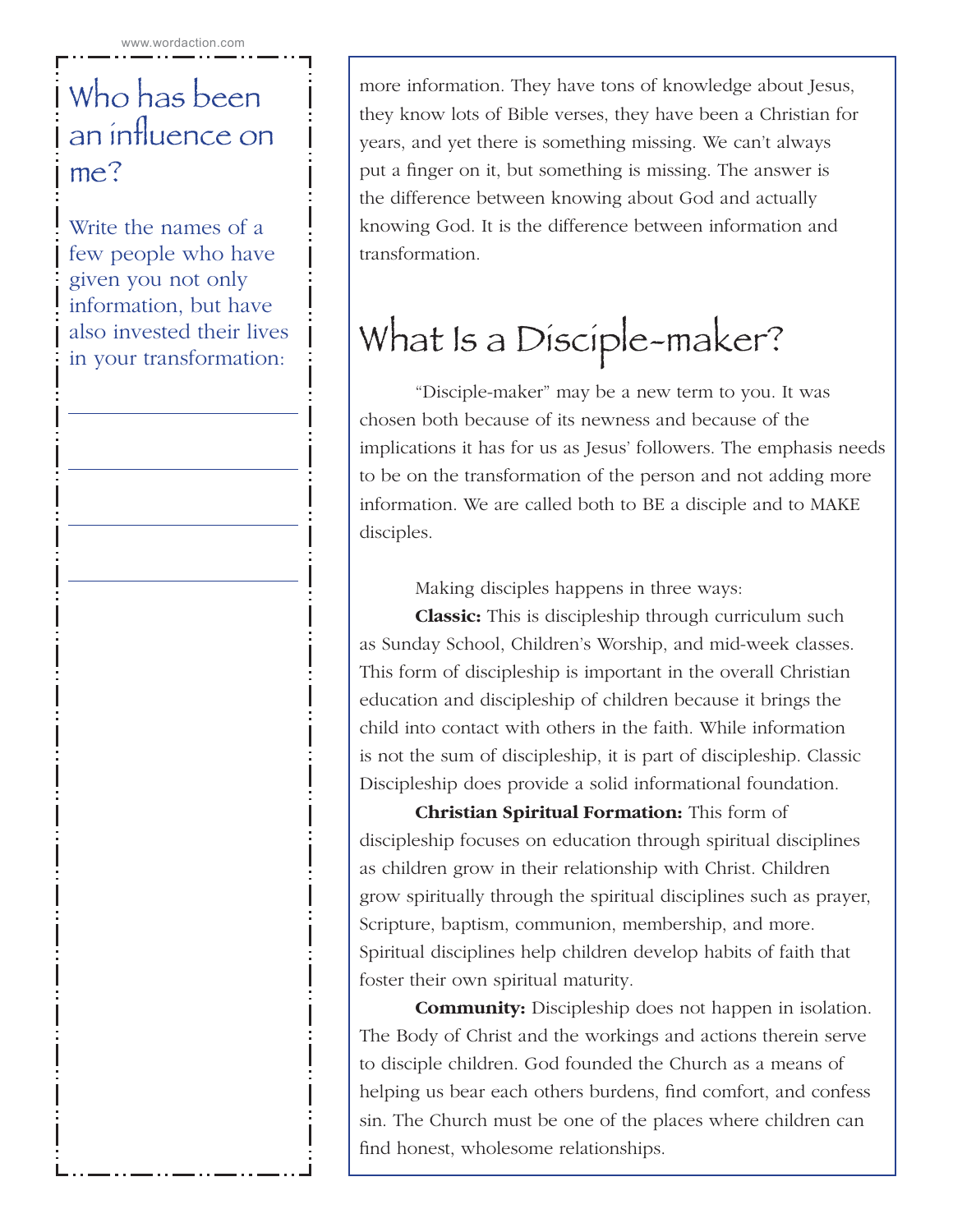## Who has been an influence on me?

Write the names of a few people who have given you not only information, but have also invested their lives in your transformation:

\_\_\_\_\_\_\_\_\_\_\_\_\_\_\_\_\_\_\_\_

\_\_\_\_\_\_\_\_\_\_\_\_\_\_\_\_\_\_\_\_

\_\_\_\_\_\_\_\_\_\_\_\_\_\_\_\_\_\_\_\_

\_\_\_\_\_\_\_\_\_\_\_\_\_\_\_\_\_\_\_\_

more information. They have tons of knowledge about Jesus, they know lots of Bible verses, they have been a Christian for years, and yet there is something missing. We can't always put a finger on it, but something is missing. The answer is the difference between knowing about God and actually knowing God. It is the difference between information and transformation.

# What Is a Disciple-maker?

"Disciple-maker" may be a new term to you. It was chosen both because of its newness and because of the implications it has for us as Jesus' followers. The emphasis needs to be on the transformation of the person and not adding more information. We are called both to BE a disciple and to MAKE disciples.

Making disciples happens in three ways:

**Classic:** This is discipleship through curriculum such as Sunday School, Children's Worship, and mid-week classes. This form of discipleship is important in the overall Christian education and discipleship of children because it brings the child into contact with others in the faith. While information is not the sum of discipleship, it is part of discipleship. Classic Discipleship does provide a solid informational foundation.

**Christian Spiritual Formation:** This form of discipleship focuses on education through spiritual disciplines as children grow in their relationship with Christ. Children grow spiritually through the spiritual disciplines such as prayer, Scripture, baptism, communion, membership, and more. Spiritual disciplines help children develop habits of faith that foster their own spiritual maturity.

**Community:** Discipleship does not happen in isolation. The Body of Christ and the workings and actions therein serve to disciple children. God founded the Church as a means of helping us bear each others burdens, find comfort, and confess sin. The Church must be one of the places where children can find honest, wholesome relationships.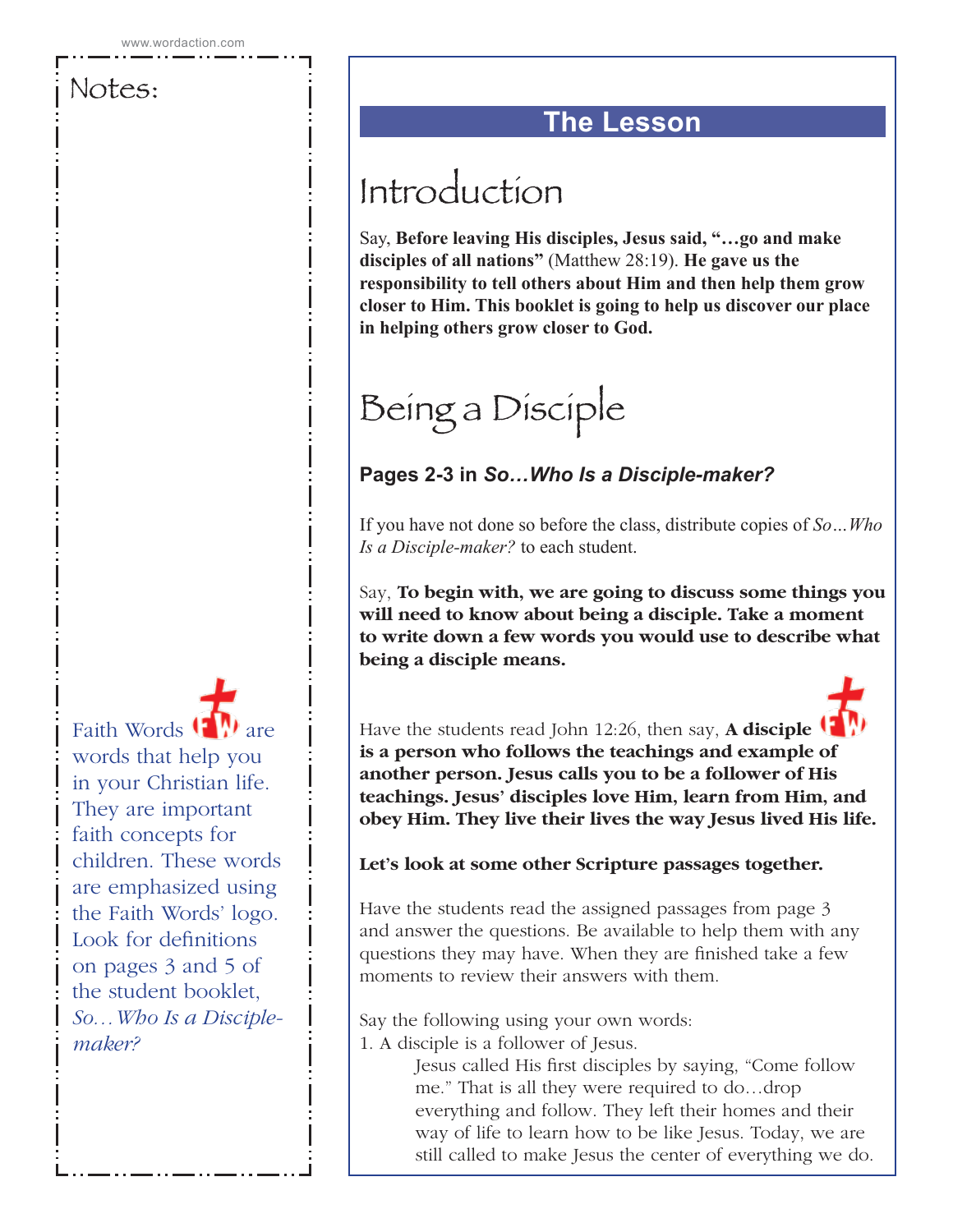Notes:

Faith Words are words that help you in your Christian life. They are important faith concepts for children. These words are emphasized using the Faith Words' logo. Look for definitions on pages 3 and 5 of the student booklet, *So…Who Is a Disciple-maker?*

## The Lesson

# Introduction

Say, **Before leaving His disciples, Jesus said, "…go and make disciples of all nations"** (Matthew 28:19). **He gave us the responsibility to tell others about Him and then help them grow closer to Him. This booklet is going to help us discover our place in helping others grow closer to God.**

# Being a Disciple

### Pages 2-3 in *So…Who Is a Disciple-maker?*

If you have not done so before the class, distribute copies of *So…Who Is a Disciple-maker?* to each student.

Say, **To begin with, we are going to discuss some things you will need to know about being a disciple. Take a moment to write down a few words you would use to describe what being a disciple means.**

Have the students read John 12:26, then say, **A disciple is a person who follows the teachings and example of another person. Jesus calls you to be a follower of His teachings. Jesus' disciples love Him, learn from Him, and obey Him. They live their lives the way Jesus lived His life.**

**Let's look at some other Scripture passages together.**

Have the students read the assigned passages from page 3 and answer the questions. Be available to help them with any questions they may have. When they are finished take a few moments to review their answers with them.

Say the following using your own words:

1. A disciple is a follower of Jesus.

   Jesus called His first disciples by saying, "Come follow me." That is all they were required to do…drop everything and follow. They left their homes and their way of life to learn how to be like Jesus. Today, we are still called to make Jesus the center of everything we do.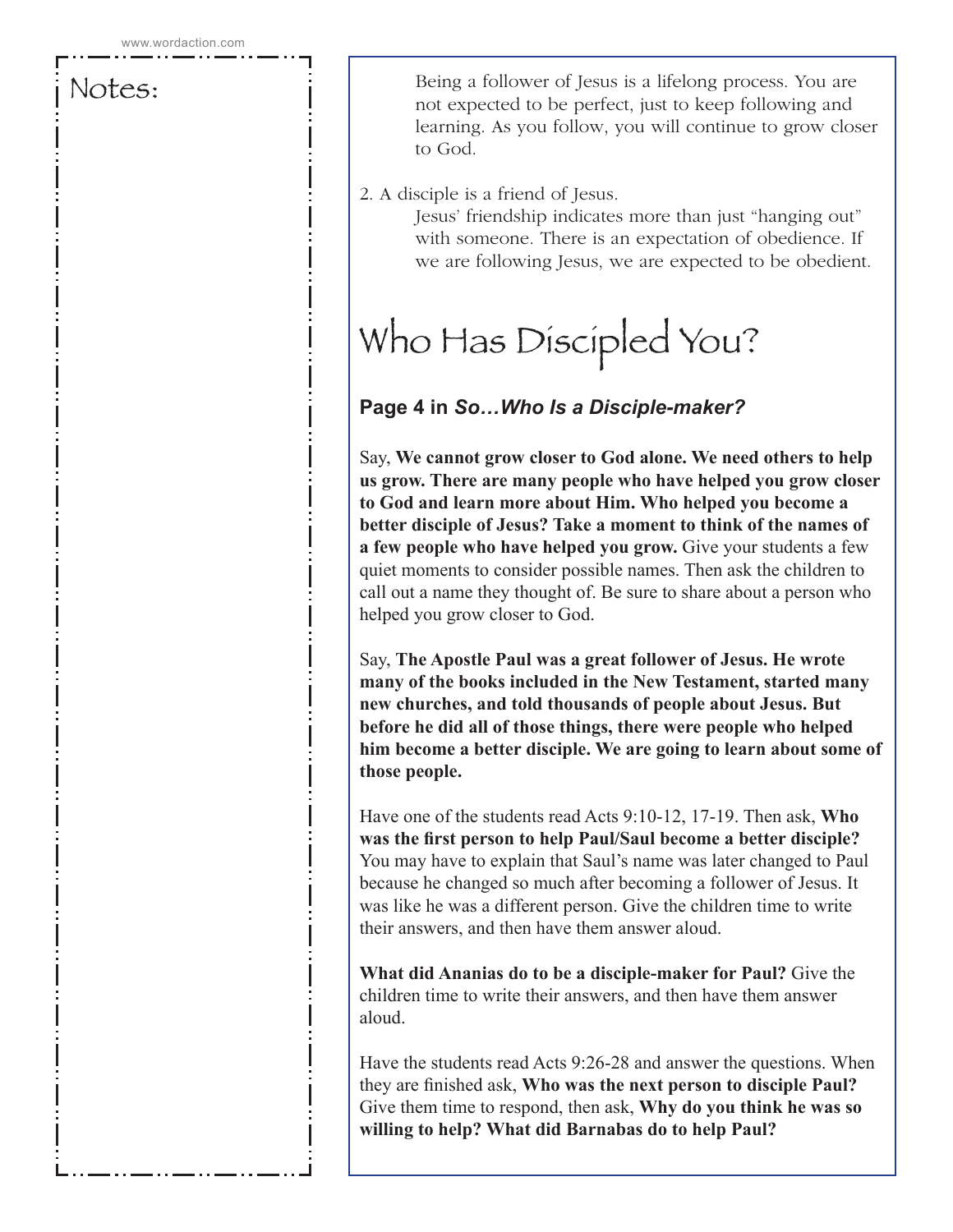Notes:

Being a follower of Jesus is a lifelong process. You are not expected to be perfect, just to keep following and learning. As you follow, you will continue to grow closer to God.

2. A disciple is a friend of Jesus.

Jesus' friendship indicates more than just "hanging out" with someone. There is an expectation of obedience. If we are following Jesus, we are expected to be obedient.

# Who Has Discipled You?

### Page 4 in *So…Who Is a Disciple-maker?*

Say, **We cannot grow closer to God alone. We need others to help us grow. There are many people who have helped you grow closer to God and learn more about Him. Who helped you become a better disciple of Jesus? Take a moment to think of the names of a few people who have helped you grow.** Give your students a few quiet moments to consider possible names. Then ask the children to call out a name they thought of. Be sure to share about a person who helped you grow closer to God.

Say, **The Apostle Paul was a great follower of Jesus. He wrote many of the books included in the New Testament, started many new churches, and told thousands of people about Jesus. But before he did all of those things, there were people who helped him become a better disciple. We are going to learn about some of those people.**

Have one of the students read Acts 9:10-12, 17-19. Then ask, **Who was the first person to help Paul/Saul become a better disciple?** You may have to explain that Saul's name was later changed to Paul because he changed so much after becoming a follower of Jesus. It was like he was a different person. Give the children time to write their answers, and then have them answer aloud.

**What did Ananias do to be a disciple-maker for Paul?** Give the children time to write their answers, and then have them answer aloud.

Have the students read Acts 9:26-28 and answer the questions. When they are finished ask, **Who was the next person to disciple Paul?** Give them time to respond, then ask, **Why do you think he was so willing to help? What did Barnabas do to help Paul?**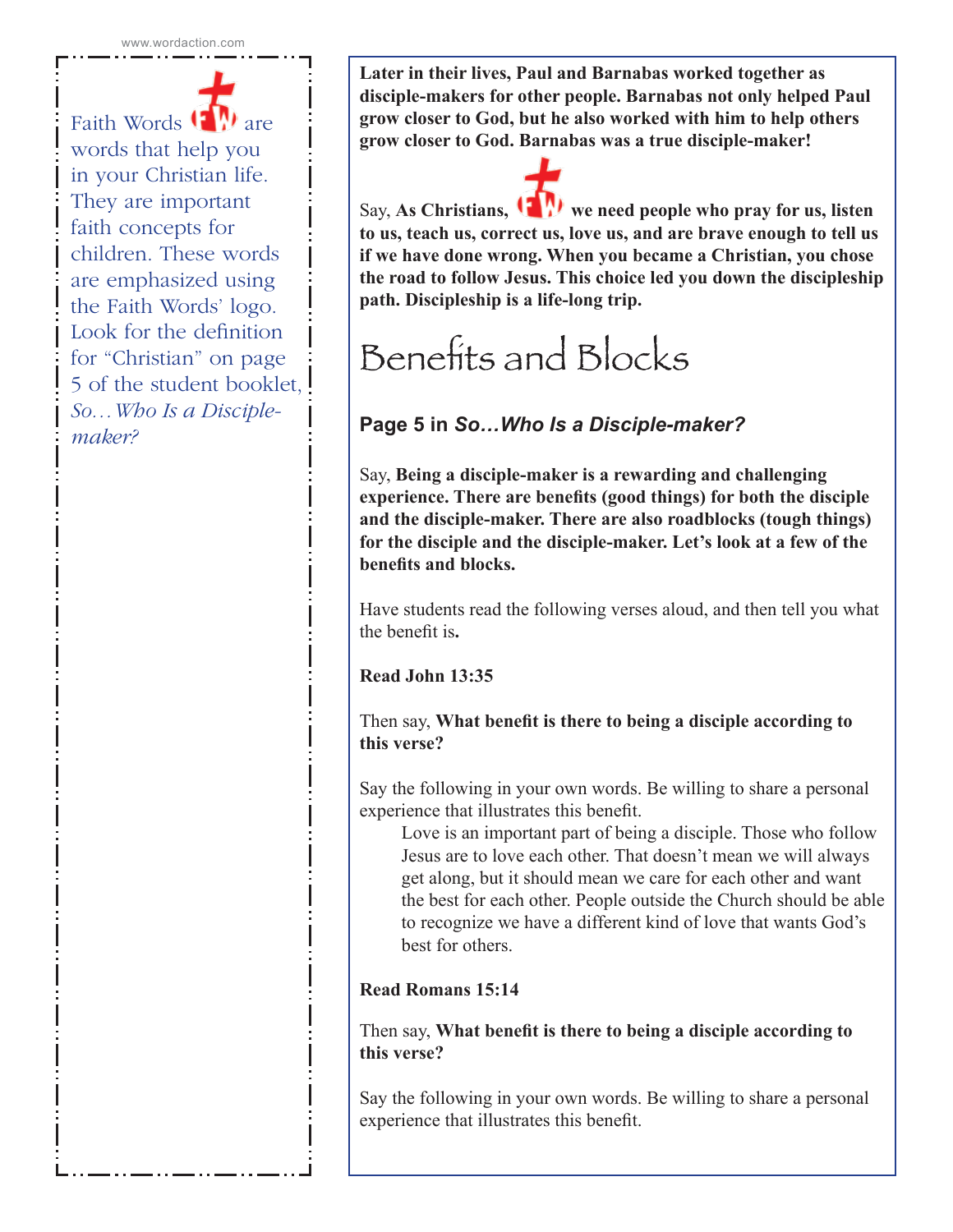Faith Words are words that help you in your Christian life. They are important faith concepts for children. These words are emphasized using the Faith Words' logo. Look for the definition for "Christian" on page 5 of the student booklet, *So…Who Is a Disciple-maker?*

**Later in their lives, Paul and Barnabas worked together as disciple-makers for other people. Barnabas not only helped Paul grow closer to God, but he also worked with him to help others grow closer to God. Barnabas was a true disciple-maker!**

Say, **As Christians, we need people who pray for us, listen to us, teach us, correct us, love us, and are brave enough to tell us if we have done wrong. When you became a Christian, you chose the road to follow Jesus. This choice led you down the discipleship path. Discipleship is a life-long trip.**

# Benefits and Blocks

### Page 5 in *So…Who Is a Disciple-maker?*

Say, **Being a disciple-maker is a rewarding and challenging experience. There are benefits (good things) for both the disciple and the disciple-maker. There are also roadblocks (tough things) for the disciple and the disciple-maker. Let's look at a few of the benefits and blocks.**

Have students read the following verses aloud, and then tell you what the benefit is.

**Read John 13:35**

Then say, **What benefit is there to being a disciple according to this verse?**

Say the following in your own words. Be willing to share a personal experience that illustrates this benefit.

> Love is an important part of being a disciple. Those who follow Jesus are to love each other. That doesn't mean we will always get along, but it should mean we care for each other and want the best for each other. People outside the Church should be able to recognize we have a different kind of love that wants God's best for others.

**Read Romans 15:14**

Then say, **What benefit is there to being a disciple according to this verse?**

Say the following in your own words. Be willing to share a personal experience that illustrates this benefit.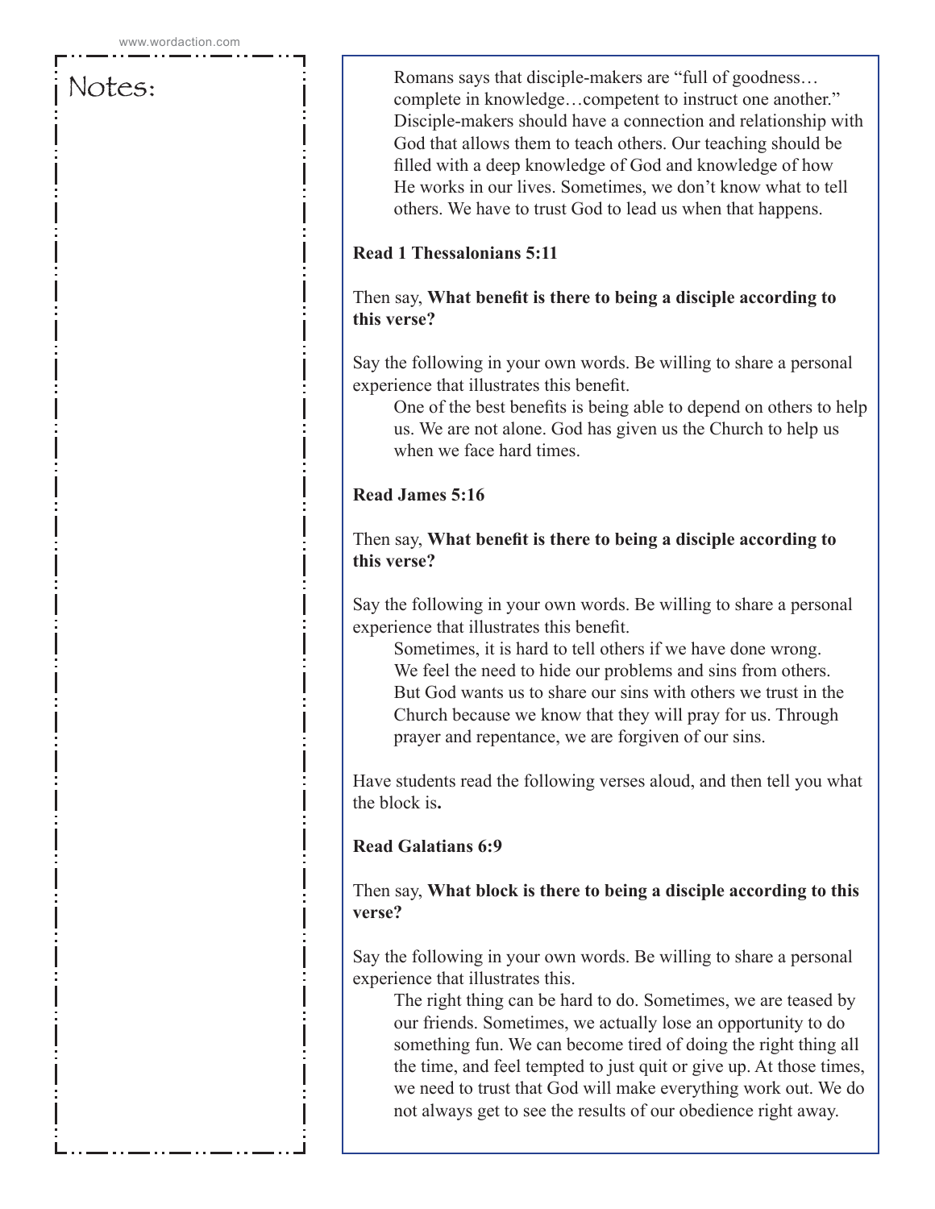Notes:

Romans says that disciple-makers are "full of goodness… complete in knowledge…competent to instruct one another." Disciple-makers should have a connection and relationship with God that allows them to teach others. Our teaching should be filled with a deep knowledge of God and knowledge of how He works in our lives. Sometimes, we don't know what to tell others. We have to trust God to lead us when that happens.

**Read 1 Thessalonians 5:11**

Then say, **What benefit is there to being a disciple according to this verse?**

Say the following in your own words. Be willing to share a personal experience that illustrates this benefit.

One of the best benefits is being able to depend on others to help us. We are not alone. God has given us the Church to help us when we face hard times.

**Read James 5:16**

Then say, **What benefit is there to being a disciple according to this verse?**

Say the following in your own words. Be willing to share a personal experience that illustrates this benefit.

Sometimes, it is hard to tell others if we have done wrong. We feel the need to hide our problems and sins from others. But God wants us to share our sins with others we trust in the Church because we know that they will pray for us. Through prayer and repentance, we are forgiven of our sins.

Have students read the following verses aloud, and then tell you what the block is**.**

**Read Galatians 6:9**

Then say, **What block is there to being a disciple according to this verse?**

Say the following in your own words. Be willing to share a personal experience that illustrates this.

The right thing can be hard to do. Sometimes, we are teased by our friends. Sometimes, we actually lose an opportunity to do something fun. We can become tired of doing the right thing all the time, and feel tempted to just quit or give up. At those times, we need to trust that God will make everything work out. We do not always get to see the results of our obedience right away.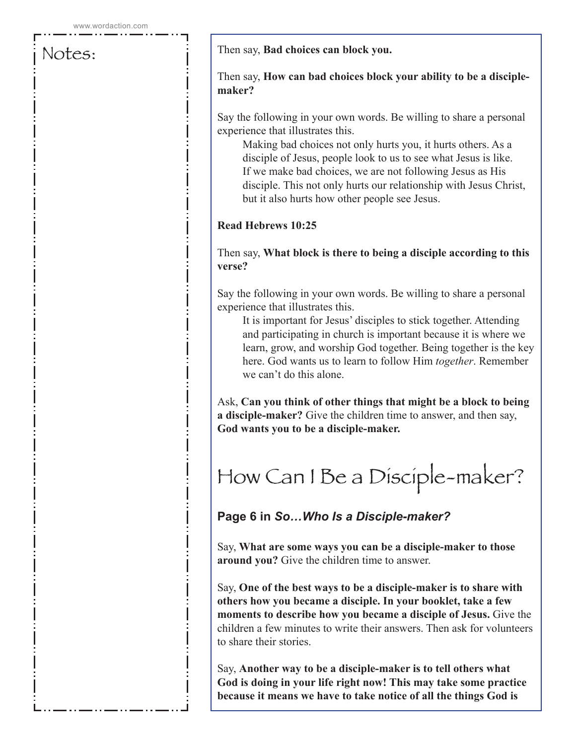Notes:

Then say, **Bad choices can block you.**

Then say, **How can bad choices block your ability to be a disciple-maker?**

Say the following in your own words. Be willing to share a personal experience that illustrates this.

> Making bad choices not only hurts you, it hurts others. As a disciple of Jesus, people look to us to see what Jesus is like. If we make bad choices, we are not following Jesus as His disciple. This not only hurts our relationship with Jesus Christ, but it also hurts how other people see Jesus.

**Read Hebrews 10:25**

Then say, **What block is there to being a disciple according to this verse?**

Say the following in your own words. Be willing to share a personal experience that illustrates this.

> It is important for Jesus' disciples to stick together. Attending and participating in church is important because it is where we learn, grow, and worship God together. Being together is the key here. God wants us to learn to follow Him *together*. Remember we can't do this alone.

Ask, **Can you think of other things that might be a block to being a disciple-maker?** Give the children time to answer, and then say, **God wants you to be a disciple-maker.**

# How Can I Be a Disciple-maker?

### Page 6 in *So…Who Is a Disciple-maker?*

Say, **What are some ways you can be a disciple-maker to those around you?** Give the children time to answer.

Say, **One of the best ways to be a disciple-maker is to share with others how you became a disciple. In your booklet, take a few moments to describe how you became a disciple of Jesus.** Give the children a few minutes to write their answers. Then ask for volunteers to share their stories.

Say, **Another way to be a disciple-maker is to tell others what God is doing in your life right now! This may take some practice because it means we have to take notice of all the things God is**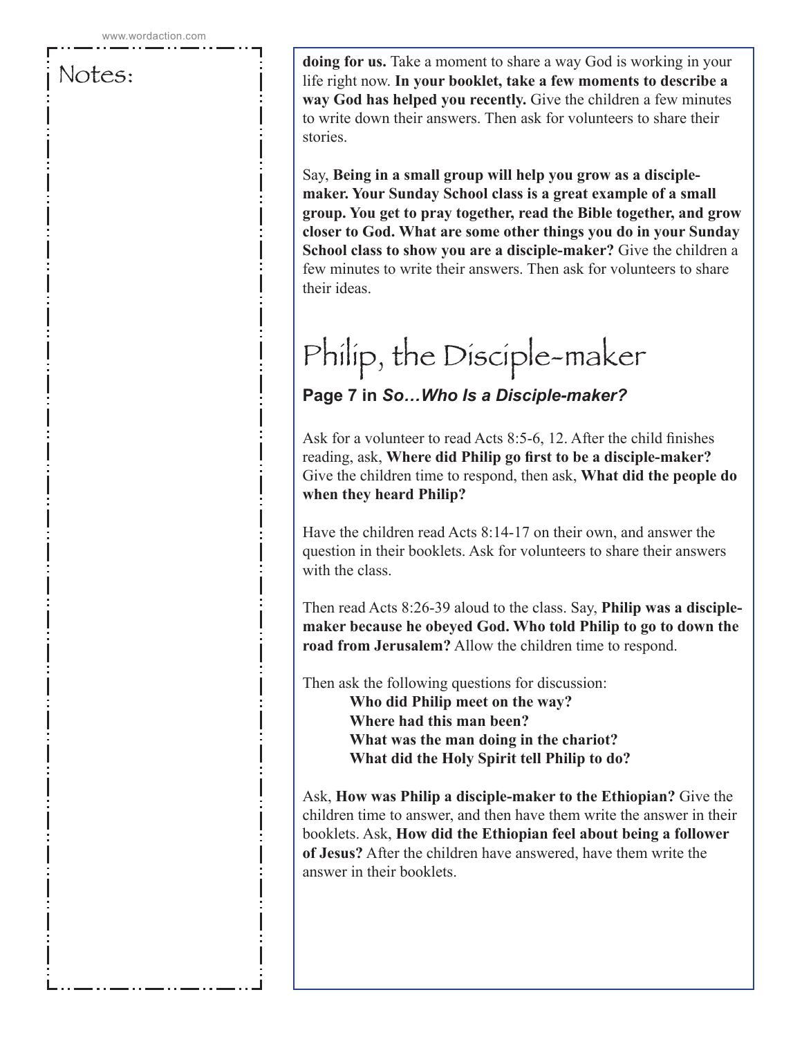Notes:

**doing for us.** Take a moment to share a way God is working in your life right now. **In your booklet, take a few moments to describe a way God has helped you recently.** Give the children a few minutes to write down their answers. Then ask for volunteers to share their stories.

Say, **Being in a small group will help you grow as a disciple-maker. Your Sunday School class is a great example of a small group. You get to pray together, read the Bible together, and grow closer to God. What are some other things you do in your Sunday School class to show you are a disciple-maker?** Give the children a few minutes to write their answers. Then ask for volunteers to share their ideas.

# Philip, the Disciple-maker

### Page 7 in *So…Who Is a Disciple-maker?*

Ask for a volunteer to read Acts 8:5-6, 12. After the child finishes reading, ask, **Where did Philip go first to be a disciple-maker?** Give the children time to respond, then ask, **What did the people do when they heard Philip?**

Have the children read Acts 8:14-17 on their own, and answer the question in their booklets. Ask for volunteers to share their answers with the class.

Then read Acts 8:26-39 aloud to the class. Say, **Philip was a disciple-maker because he obeyed God. Who told Philip to go to down the road from Jerusalem?** Allow the children time to respond.

Then ask the following questions for discussion:

**Who did Philip meet on the way?**
**Where had this man been?**
**What was the man doing in the chariot?**
**What did the Holy Spirit tell Philip to do?**

Ask, **How was Philip a disciple-maker to the Ethiopian?** Give the children time to answer, and then have them write the answer in their booklets. Ask, **How did the Ethiopian feel about being a follower of Jesus?** After the children have answered, have them write the answer in their booklets.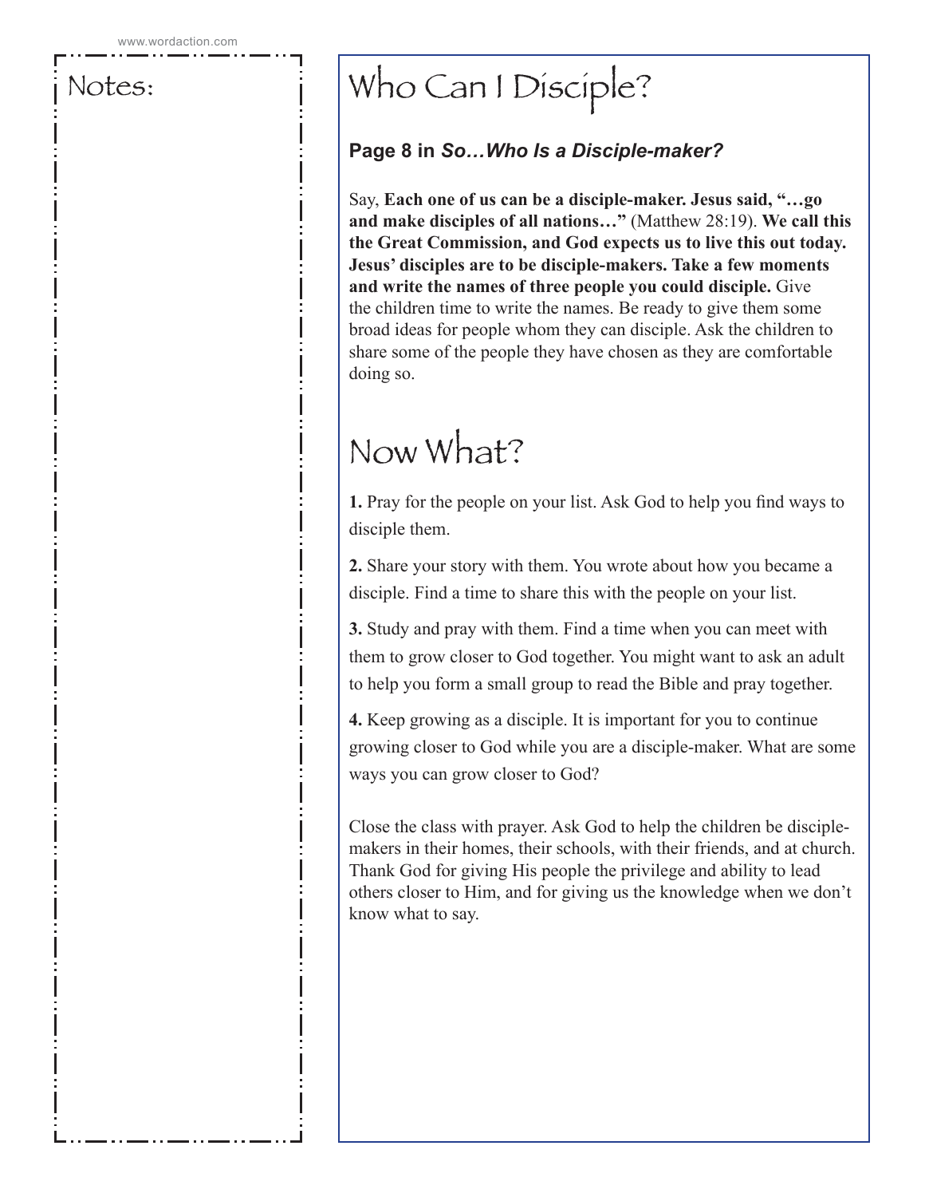Notes:

# Who Can I Disciple?

**Page 8 in *So…Who Is a Disciple-maker?***

Say, **Each one of us can be a disciple-maker. Jesus said, "…go and make disciples of all nations…"** (Matthew 28:19). **We call this the Great Commission, and God expects us to live this out today. Jesus' disciples are to be disciple-makers. Take a few moments and write the names of three people you could disciple.** Give the children time to write the names. Be ready to give them some broad ideas for people whom they can disciple. Ask the children to share some of the people they have chosen as they are comfortable doing so.

# Now What?

**1.** Pray for the people on your list. Ask God to help you find ways to disciple them.

**2.** Share your story with them. You wrote about how you became a disciple. Find a time to share this with the people on your list.

**3.** Study and pray with them. Find a time when you can meet with them to grow closer to God together. You might want to ask an adult to help you form a small group to read the Bible and pray together.

**4.** Keep growing as a disciple. It is important for you to continue growing closer to God while you are a disciple-maker. What are some ways you can grow closer to God?

Close the class with prayer. Ask God to help the children be disciple-makers in their homes, their schools, with their friends, and at church. Thank God for giving His people the privilege and ability to lead others closer to Him, and for giving us the knowledge when we don't know what to say.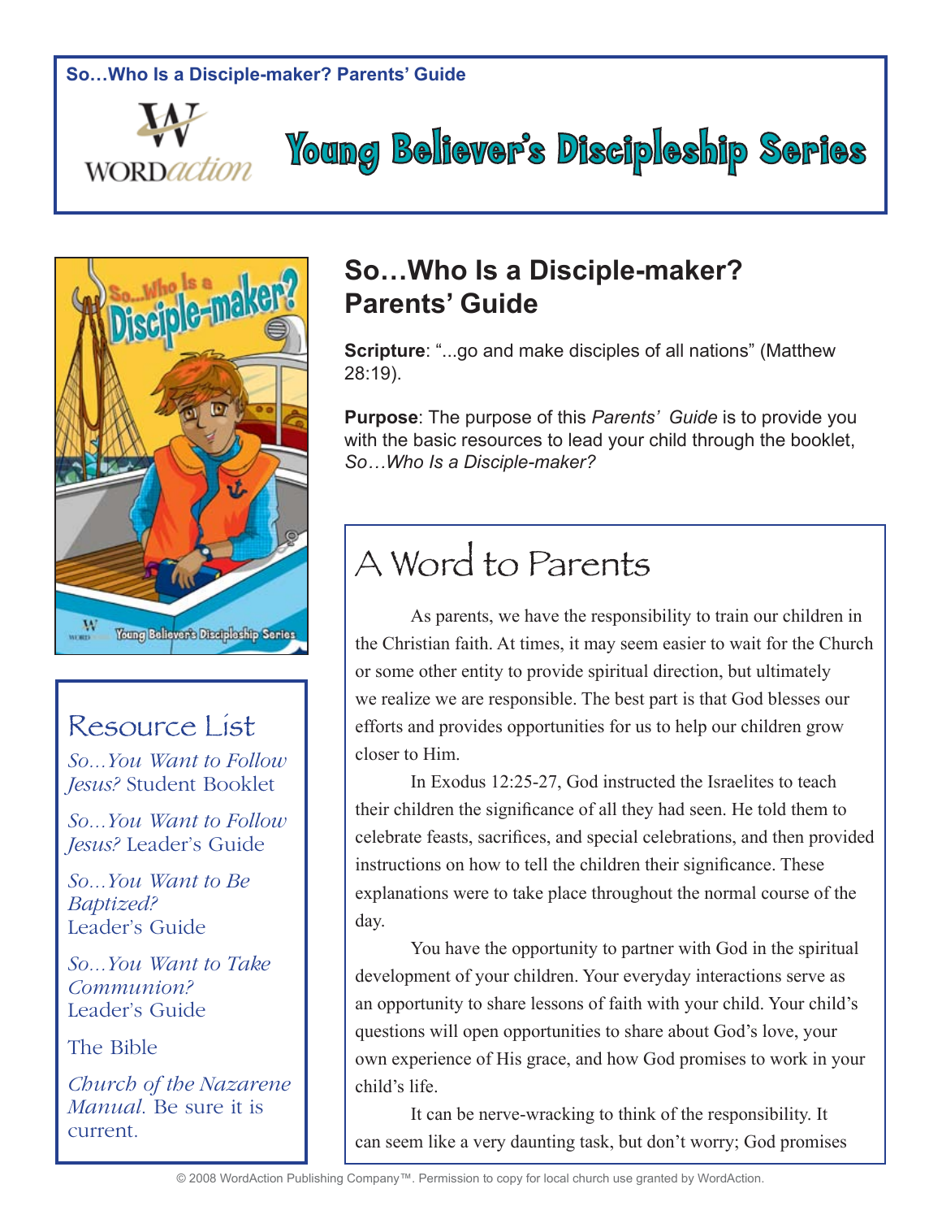So…Who Is a Disciple-maker? Parents' Guide

WORD*action*

# Young Believer's Discipleship Series

## So…Who Is a Disciple-maker? Parents' Guide

**Scripture**: "...go and make disciples of all nations" (Matthew 28:19).

**Purpose**: The purpose of this *Parents' Guide* is to provide you with the basic resources to lead your child through the booklet, *So…Who Is a Disciple-maker?*

### Resource List

*So…You Want to Follow Jesus?* Student Booklet

*So…You Want to Follow Jesus?* Leader's Guide

*So…You Want to Be Baptized?* Leader's Guide

*So…You Want to Take Communion?* Leader's Guide

The Bible

*Church of the Nazarene Manual*. Be sure it is current.

### A Word to Parents

As parents, we have the responsibility to train our children in the Christian faith. At times, it may seem easier to wait for the Church or some other entity to provide spiritual direction, but ultimately we realize we are responsible. The best part is that God blesses our efforts and provides opportunities for us to help our children grow closer to Him.

In Exodus 12:25-27, God instructed the Israelites to teach their children the significance of all they had seen. He told them to celebrate feasts, sacrifices, and special celebrations, and then provided instructions on how to tell the children their significance. These explanations were to take place throughout the normal course of the day.

You have the opportunity to partner with God in the spiritual development of your children. Your everyday interactions serve as an opportunity to share lessons of faith with your child. Your child's questions will open opportunities to share about God's love, your own experience of His grace, and how God promises to work in your child's life.

It can be nerve-wracking to think of the responsibility. It can seem like a very daunting task, but don't worry; God promises

© 2008 WordAction Publishing Company™. Permission to copy for local church use granted by WordAction.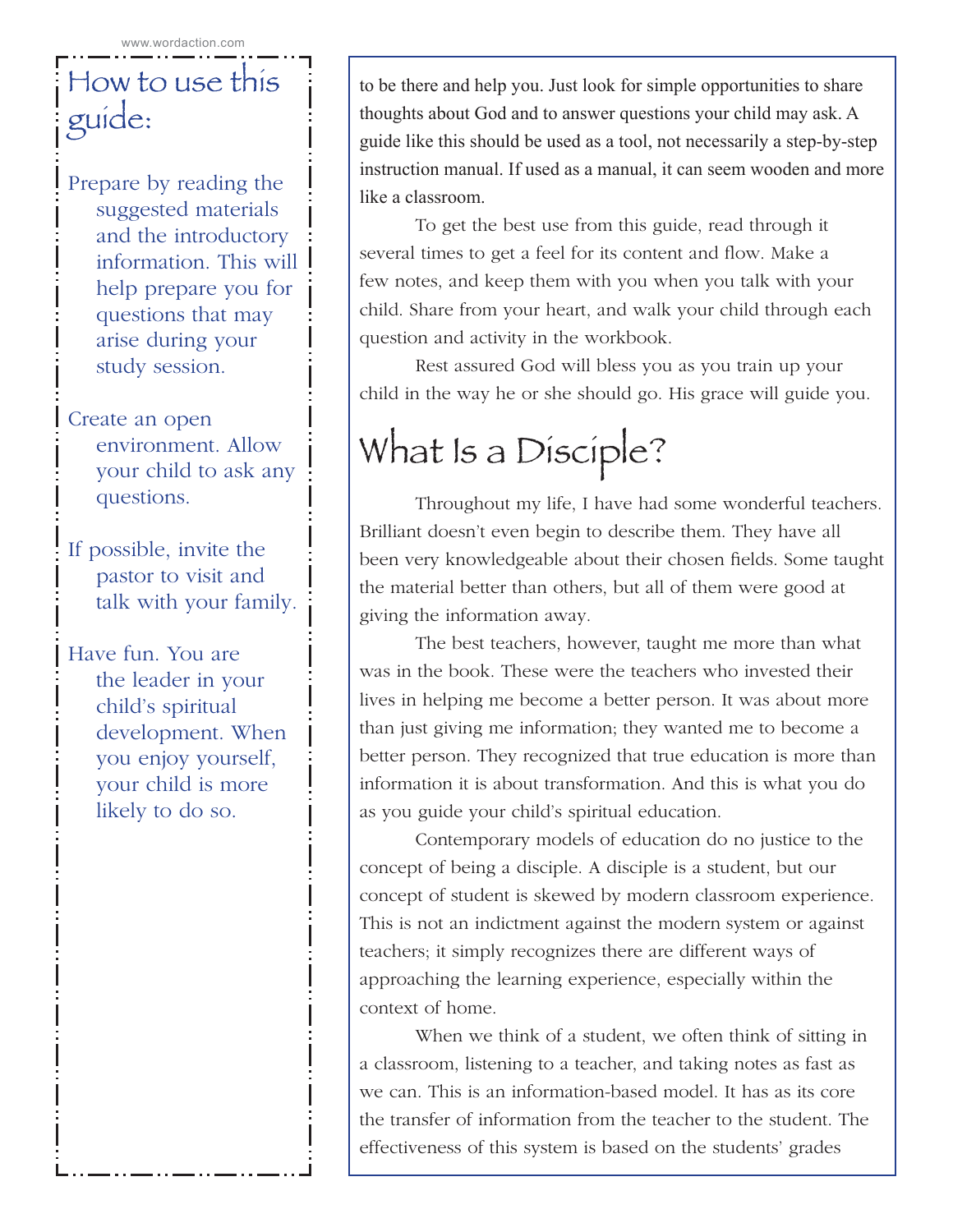## How to use this guide:

Prepare by reading the suggested materials and the introductory information. This will help prepare you for questions that may arise during your study session.

Create an open environment. Allow your child to ask any questions.

If possible, invite the pastor to visit and talk with your family.

Have fun. You are the leader in your child's spiritual development. When you enjoy yourself, your child is more likely to do so.

to be there and help you. Just look for simple opportunities to share thoughts about God and to answer questions your child may ask. A guide like this should be used as a tool, not necessarily a step-by-step instruction manual. If used as a manual, it can seem wooden and more like a classroom.

To get the best use from this guide, read through it several times to get a feel for its content and flow. Make a few notes, and keep them with you when you talk with your child. Share from your heart, and walk your child through each question and activity in the workbook.

Rest assured God will bless you as you train up your child in the way he or she should go. His grace will guide you.

# What Is a Disciple?

Throughout my life, I have had some wonderful teachers. Brilliant doesn't even begin to describe them. They have all been very knowledgeable about their chosen fields. Some taught the material better than others, but all of them were good at giving the information away.

The best teachers, however, taught me more than what was in the book. These were the teachers who invested their lives in helping me become a better person. It was about more than just giving me information; they wanted me to become a better person. They recognized that true education is more than information it is about transformation. And this is what you do as you guide your child's spiritual education.

Contemporary models of education do no justice to the concept of being a disciple. A disciple is a student, but our concept of student is skewed by modern classroom experience. This is not an indictment against the modern system or against teachers; it simply recognizes there are different ways of approaching the learning experience, especially within the context of home.

When we think of a student, we often think of sitting in a classroom, listening to a teacher, and taking notes as fast as we can. This is an information-based model. It has as its core the transfer of information from the teacher to the student. The effectiveness of this system is based on the students' grades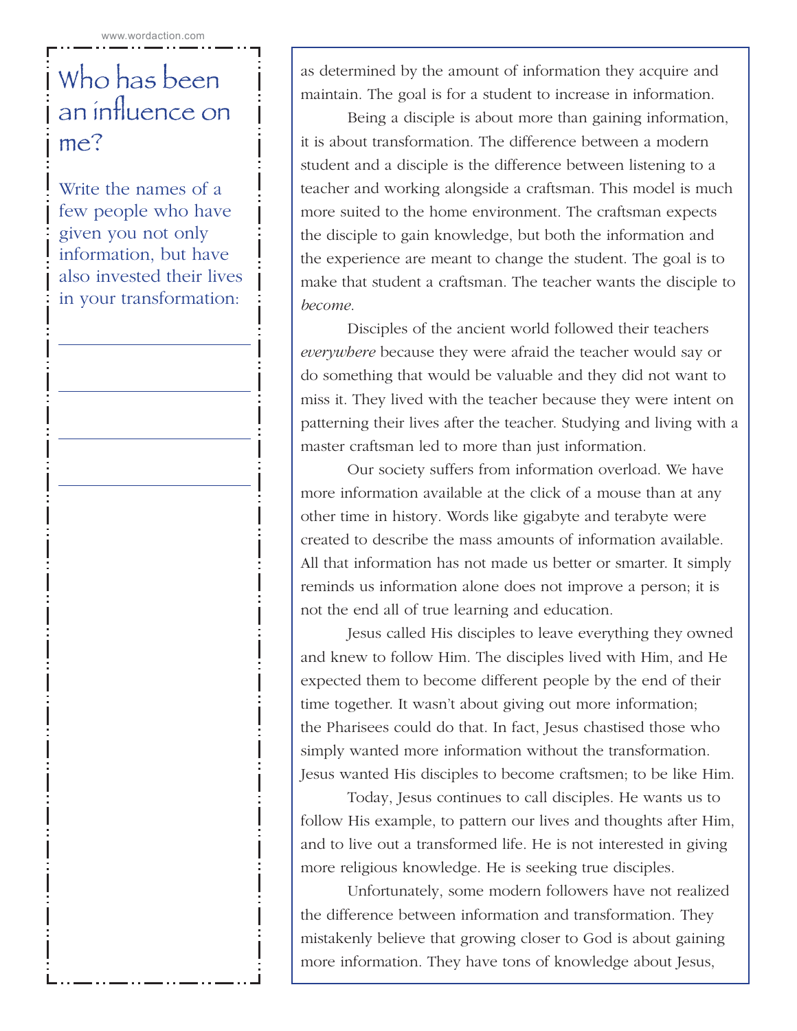## Who has been an influence on me?

Write the names of a few people who have given you not only information, but have also invested their lives in your transformation:

\_\_\_\_\_\_\_\_\_\_\_\_\_\_\_\_\_\_\_\_

\_\_\_\_\_\_\_\_\_\_\_\_\_\_\_\_\_\_\_\_

\_\_\_\_\_\_\_\_\_\_\_\_\_\_\_\_\_\_\_\_

\_\_\_\_\_\_\_\_\_\_\_\_\_\_\_\_\_\_\_\_

as determined by the amount of information they acquire and maintain. The goal is for a student to increase in information.

Being a disciple is about more than gaining information, it is about transformation. The difference between a modern student and a disciple is the difference between listening to a teacher and working alongside a craftsman. This model is much more suited to the home environment. The craftsman expects the disciple to gain knowledge, but both the information and the experience are meant to change the student. The goal is to make that student a craftsman. The teacher wants the disciple to *become*.

Disciples of the ancient world followed their teachers *everywhere* because they were afraid the teacher would say or do something that would be valuable and they did not want to miss it. They lived with the teacher because they were intent on patterning their lives after the teacher. Studying and living with a master craftsman led to more than just information.

Our society suffers from information overload. We have more information available at the click of a mouse than at any other time in history. Words like gigabyte and terabyte were created to describe the mass amounts of information available. All that information has not made us better or smarter. It simply reminds us information alone does not improve a person; it is not the end all of true learning and education.

Jesus called His disciples to leave everything they owned and knew to follow Him. The disciples lived with Him, and He expected them to become different people by the end of their time together. It wasn't about giving out more information; the Pharisees could do that. In fact, Jesus chastised those who simply wanted more information without the transformation. Jesus wanted His disciples to become craftsmen; to be like Him.

Today, Jesus continues to call disciples. He wants us to follow His example, to pattern our lives and thoughts after Him, and to live out a transformed life. He is not interested in giving more religious knowledge. He is seeking true disciples.

Unfortunately, some modern followers have not realized the difference between information and transformation. They mistakenly believe that growing closer to God is about gaining more information. They have tons of knowledge about Jesus,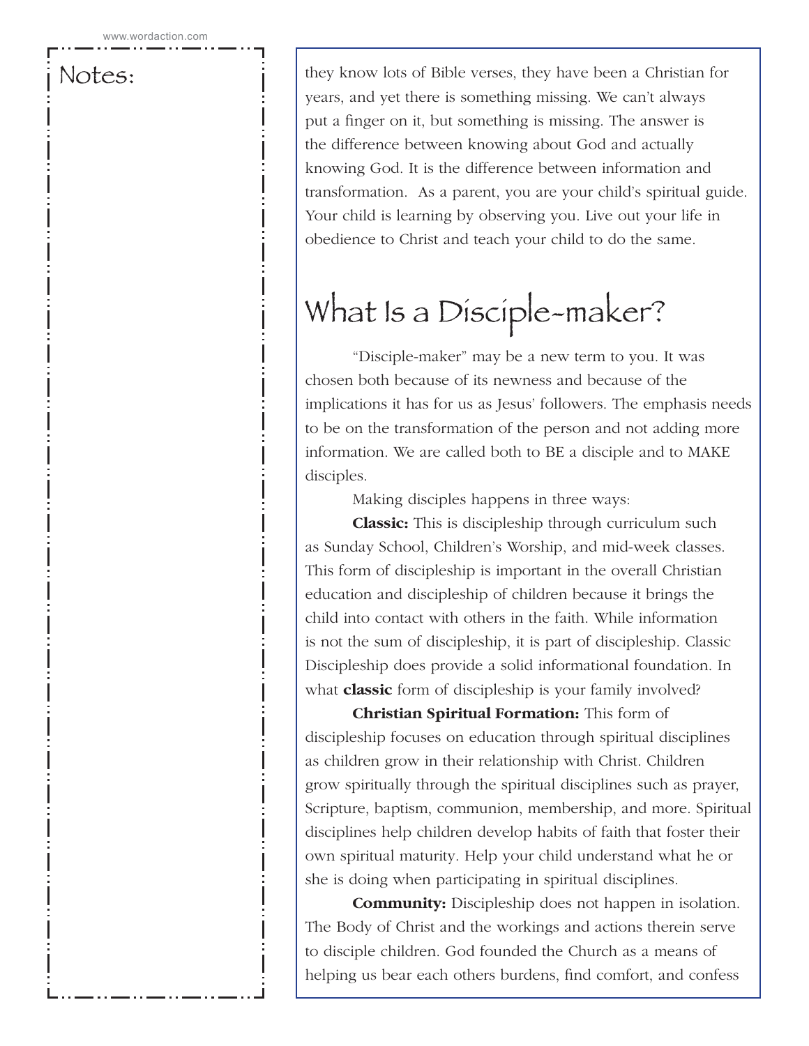Notes:

they know lots of Bible verses, they have been a Christian for years, and yet there is something missing. We can't always put a finger on it, but something is missing. The answer is the difference between knowing about God and actually knowing God. It is the difference between information and transformation. As a parent, you are your child's spiritual guide. Your child is learning by observing you. Live out your life in obedience to Christ and teach your child to do the same.

# What Is a Disciple-maker?

"Disciple-maker" may be a new term to you. It was chosen both because of its newness and because of the implications it has for us as Jesus' followers. The emphasis needs to be on the transformation of the person and not adding more information. We are called both to BE a disciple and to MAKE disciples.

Making disciples happens in three ways:

**Classic:** This is discipleship through curriculum such as Sunday School, Children's Worship, and mid-week classes. This form of discipleship is important in the overall Christian education and discipleship of children because it brings the child into contact with others in the faith. While information is not the sum of discipleship, it is part of discipleship. Classic Discipleship does provide a solid informational foundation. In what **classic** form of discipleship is your family involved?

**Christian Spiritual Formation:** This form of discipleship focuses on education through spiritual disciplines as children grow in their relationship with Christ. Children grow spiritually through the spiritual disciplines such as prayer, Scripture, baptism, communion, membership, and more. Spiritual disciplines help children develop habits of faith that foster their own spiritual maturity. Help your child understand what he or she is doing when participating in spiritual disciplines.

**Community:** Discipleship does not happen in isolation. The Body of Christ and the workings and actions therein serve to disciple children. God founded the Church as a means of helping us bear each others burdens, find comfort, and confess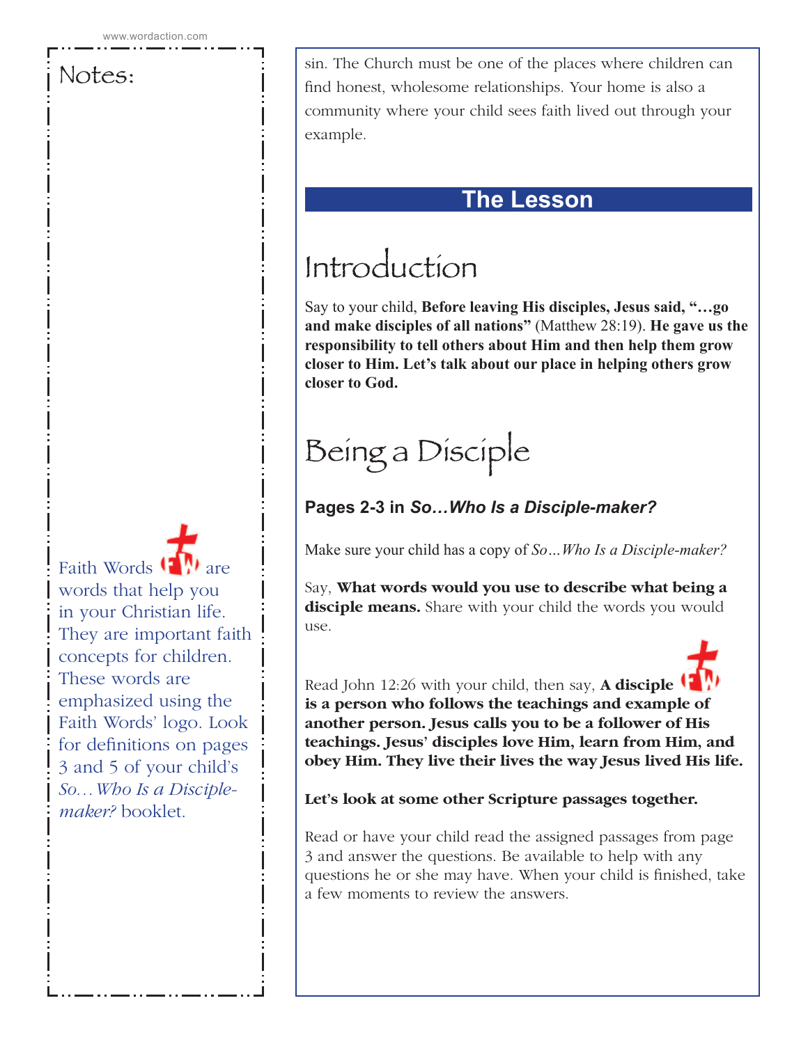Notes:

Faith Words are words that help you in your Christian life. They are important faith concepts for children. These words are emphasized using the Faith Words' logo. Look for definitions on pages 3 and 5 of your child's *So…Who Is a Disciple-maker?* booklet.

sin. The Church must be one of the places where children can find honest, wholesome relationships. Your home is also a community where your child sees faith lived out through your example.

## The Lesson

# Introduction

Say to your child, **Before leaving His disciples, Jesus said, "…go and make disciples of all nations"** (Matthew 28:19). **He gave us the responsibility to tell others about Him and then help them grow closer to Him. Let's talk about our place in helping others grow closer to God.**

# Being a Disciple

### Pages 2-3 in *So…Who Is a Disciple-maker?*

Make sure your child has a copy of *So…Who Is a Disciple-maker?*

Say, **What words would you use to describe what being a disciple means.** Share with your child the words you would use.

Read John 12:26 with your child, then say, **A disciple is a person who follows the teachings and example of another person. Jesus calls you to be a follower of His teachings. Jesus' disciples love Him, learn from Him, and obey Him. They live their lives the way Jesus lived His life.**

**Let's look at some other Scripture passages together.**

Read or have your child read the assigned passages from page 3 and answer the questions. Be available to help with any questions he or she may have. When your child is finished, take a few moments to review the answers.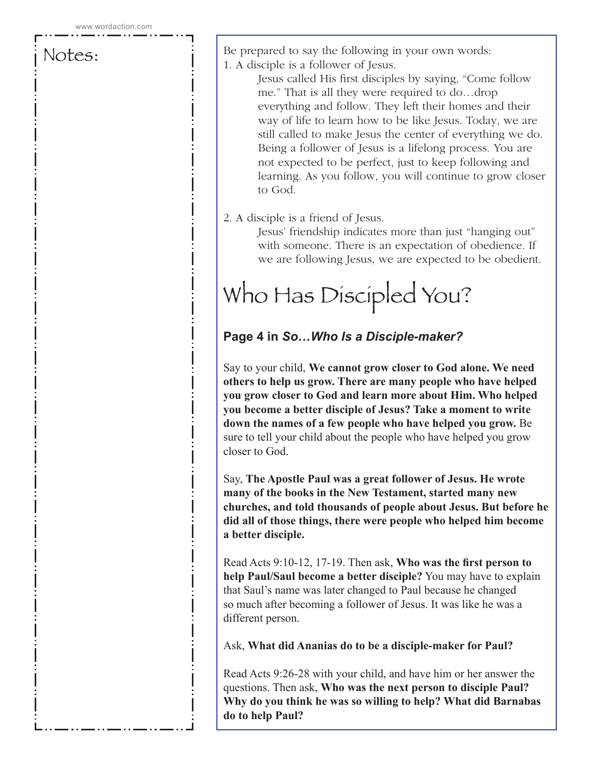Notes:

Be prepared to say the following in your own words:

1. A disciple is a follower of Jesus.

   Jesus called His first disciples by saying, "Come follow me." That is all they were required to do…drop everything and follow. They left their homes and their way of life to learn how to be like Jesus. Today, we are still called to make Jesus the center of everything we do. Being a follower of Jesus is a lifelong process. You are not expected to be perfect, just to keep following and learning. As you follow, you will continue to grow closer to God.

2. A disciple is a friend of Jesus.

   Jesus' friendship indicates more than just "hanging out" with someone. There is an expectation of obedience. If we are following Jesus, we are expected to be obedient.

# Who Has Discipled You?

### Page 4 in *So…Who Is a Disciple-maker?*

Say to your child, **We cannot grow closer to God alone. We need others to help us grow. There are many people who have helped you grow closer to God and learn more about Him. Who helped you become a better disciple of Jesus? Take a moment to write down the names of a few people who have helped you grow.** Be sure to tell your child about the people who have helped you grow closer to God.

Say, **The Apostle Paul was a great follower of Jesus. He wrote many of the books in the New Testament, started many new churches, and told thousands of people about Jesus. But before he did all of those things, there were people who helped him become a better disciple.**

Read Acts 9:10-12, 17-19. Then ask, **Who was the first person to help Paul/Saul become a better disciple?** You may have to explain that Saul's name was later changed to Paul because he changed so much after becoming a follower of Jesus. It was like he was a different person.

Ask, **What did Ananias do to be a disciple-maker for Paul?**

Read Acts 9:26-28 with your child, and have him or her answer the questions. Then ask, **Who was the next person to disciple Paul? Why do you think he was so willing to help? What did Barnabas do to help Paul?**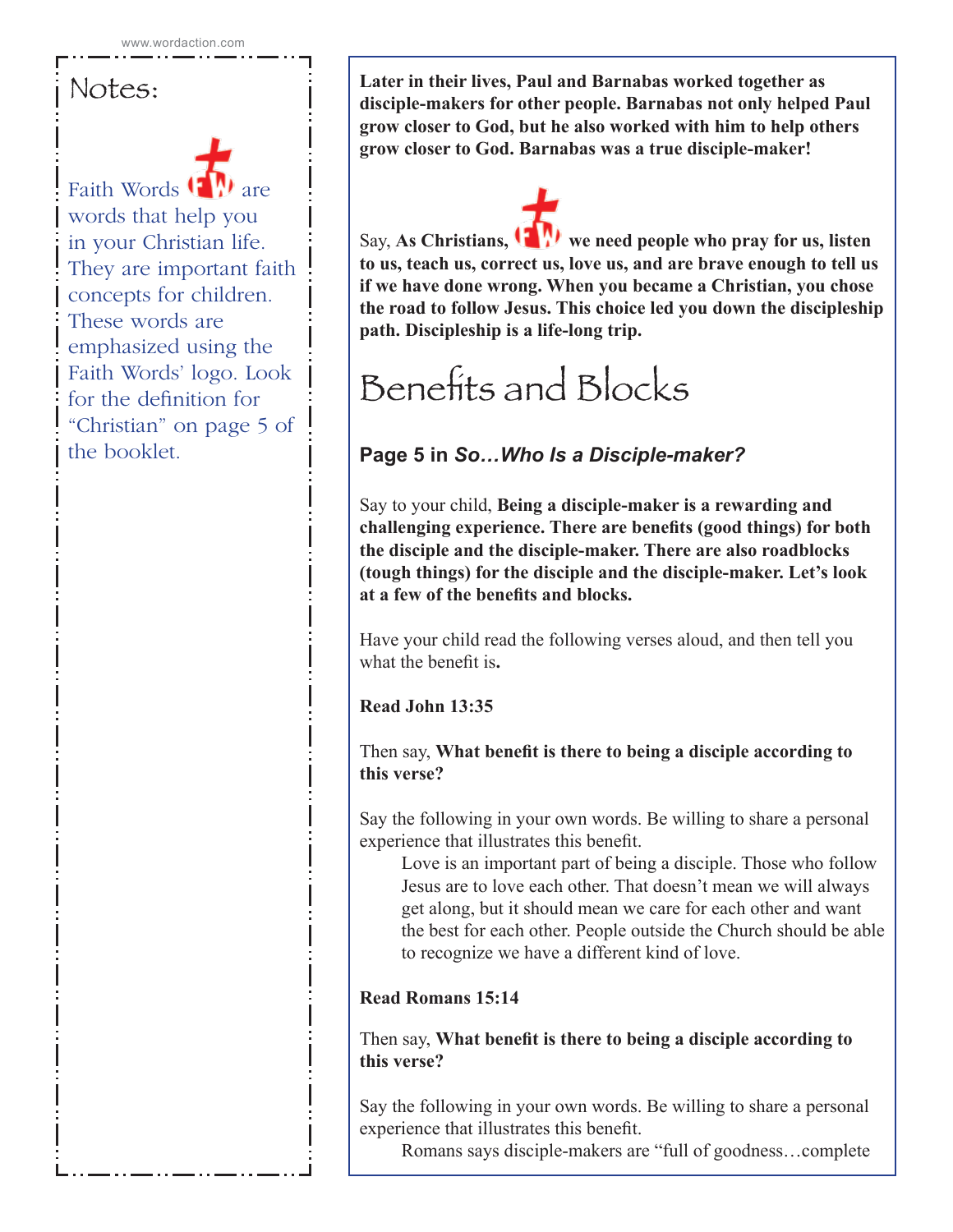Notes:

Faith Words are words that help you in your Christian life. They are important faith concepts for children. These words are emphasized using the Faith Words' logo. Look for the definition for "Christian" on page 5 of the booklet.

**Later in their lives, Paul and Barnabas worked together as disciple-makers for other people. Barnabas not only helped Paul grow closer to God, but he also worked with him to help others grow closer to God. Barnabas was a true disciple-maker!**

Say, **As Christians, we need people who pray for us, listen to us, teach us, correct us, love us, and are brave enough to tell us if we have done wrong. When you became a Christian, you chose the road to follow Jesus. This choice led you down the discipleship path. Discipleship is a life-long trip.**

# Benefits and Blocks

### Page 5 in *So…Who Is a Disciple-maker?*

Say to your child, **Being a disciple-maker is a rewarding and challenging experience. There are benefits (good things) for both the disciple and the disciple-maker. There are also roadblocks (tough things) for the disciple and the disciple-maker. Let's look at a few of the benefits and blocks.**

Have your child read the following verses aloud, and then tell you what the benefit is**.**

**Read John 13:35**

Then say, **What benefit is there to being a disciple according to this verse?**

Say the following in your own words. Be willing to share a personal experience that illustrates this benefit.

> Love is an important part of being a disciple. Those who follow Jesus are to love each other. That doesn't mean we will always get along, but it should mean we care for each other and want the best for each other. People outside the Church should be able to recognize we have a different kind of love.

**Read Romans 15:14**

Then say, **What benefit is there to being a disciple according to this verse?**

Say the following in your own words. Be willing to share a personal experience that illustrates this benefit.

> Romans says disciple-makers are "full of goodness…complete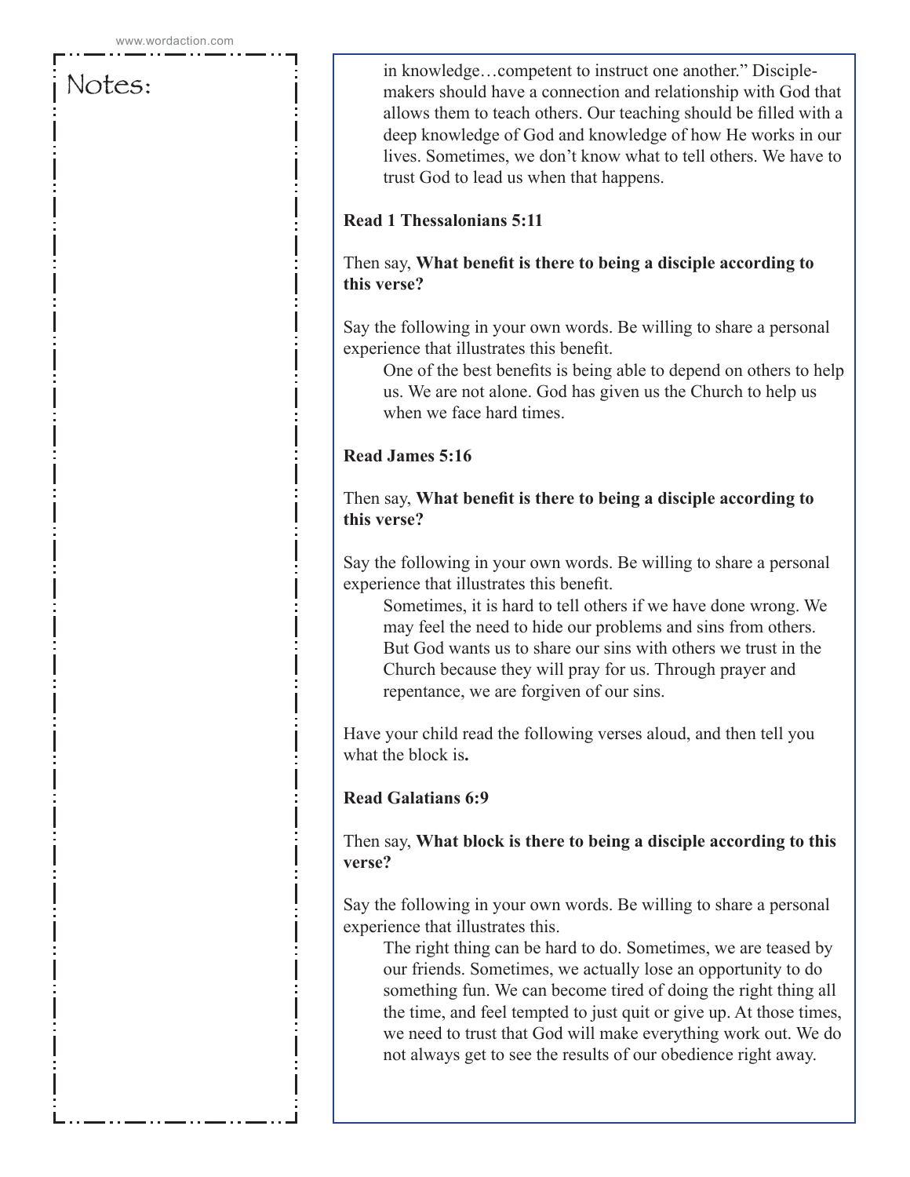Notes:

in knowledge…competent to instruct one another." Disciple-makers should have a connection and relationship with God that allows them to teach others. Our teaching should be filled with a deep knowledge of God and knowledge of how He works in our lives. Sometimes, we don't know what to tell others. We have to trust God to lead us when that happens.

**Read 1 Thessalonians 5:11**

Then say, **What benefit is there to being a disciple according to this verse?**

Say the following in your own words. Be willing to share a personal experience that illustrates this benefit.

> One of the best benefits is being able to depend on others to help us. We are not alone. God has given us the Church to help us when we face hard times.

**Read James 5:16**

Then say, **What benefit is there to being a disciple according to this verse?**

Say the following in your own words. Be willing to share a personal experience that illustrates this benefit.

> Sometimes, it is hard to tell others if we have done wrong. We may feel the need to hide our problems and sins from others. But God wants us to share our sins with others we trust in the Church because they will pray for us. Through prayer and repentance, we are forgiven of our sins.

Have your child read the following verses aloud, and then tell you what the block is**.**

**Read Galatians 6:9**

Then say, **What block is there to being a disciple according to this verse?**

Say the following in your own words. Be willing to share a personal experience that illustrates this.

> The right thing can be hard to do. Sometimes, we are teased by our friends. Sometimes, we actually lose an opportunity to do something fun. We can become tired of doing the right thing all the time, and feel tempted to just quit or give up. At those times, we need to trust that God will make everything work out. We do not always get to see the results of our obedience right away.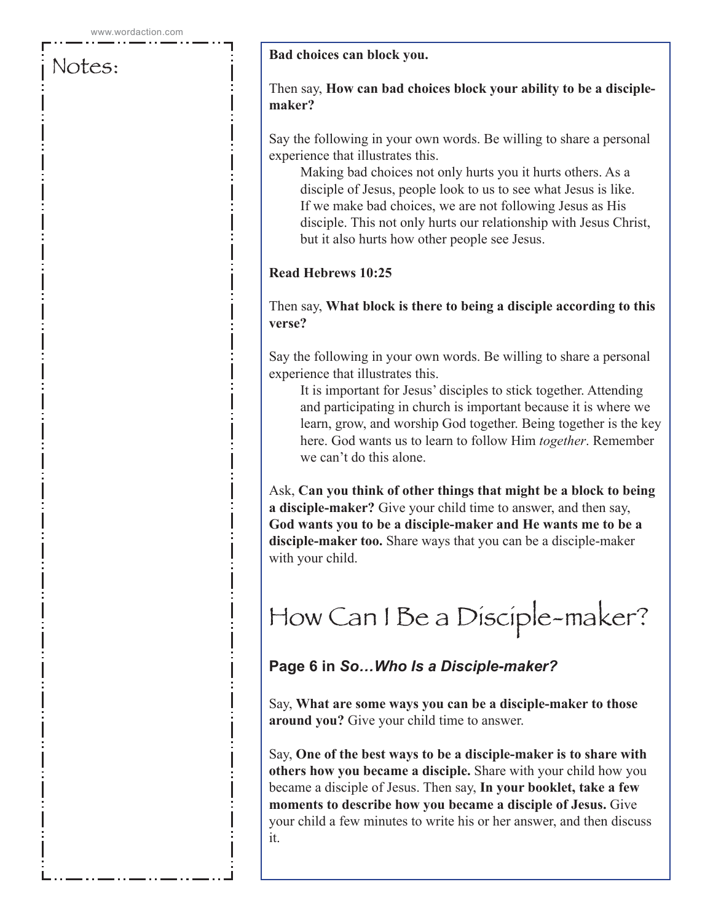Notes:

**Bad choices can block you.**

Then say, **How can bad choices block your ability to be a disciple-maker?**

Say the following in your own words. Be willing to share a personal experience that illustrates this.

> Making bad choices not only hurts you it hurts others. As a disciple of Jesus, people look to us to see what Jesus is like. If we make bad choices, we are not following Jesus as His disciple. This not only hurts our relationship with Jesus Christ, but it also hurts how other people see Jesus.

**Read Hebrews 10:25**

Then say, **What block is there to being a disciple according to this verse?**

Say the following in your own words. Be willing to share a personal experience that illustrates this.

> It is important for Jesus' disciples to stick together. Attending and participating in church is important because it is where we learn, grow, and worship God together. Being together is the key here. God wants us to learn to follow Him *together*. Remember we can't do this alone.

Ask, **Can you think of other things that might be a block to being a disciple-maker?** Give your child time to answer, and then say, **God wants you to be a disciple-maker and He wants me to be a disciple-maker too.** Share ways that you can be a disciple-maker with your child.

# How Can I Be a Disciple-maker?

**Page 6 in *So…Who Is a Disciple-maker?***

Say, **What are some ways you can be a disciple-maker to those around you?** Give your child time to answer.

Say, **One of the best ways to be a disciple-maker is to share with others how you became a disciple.** Share with your child how you became a disciple of Jesus. Then say, **In your booklet, take a few moments to describe how you became a disciple of Jesus.** Give your child a few minutes to write his or her answer, and then discuss it.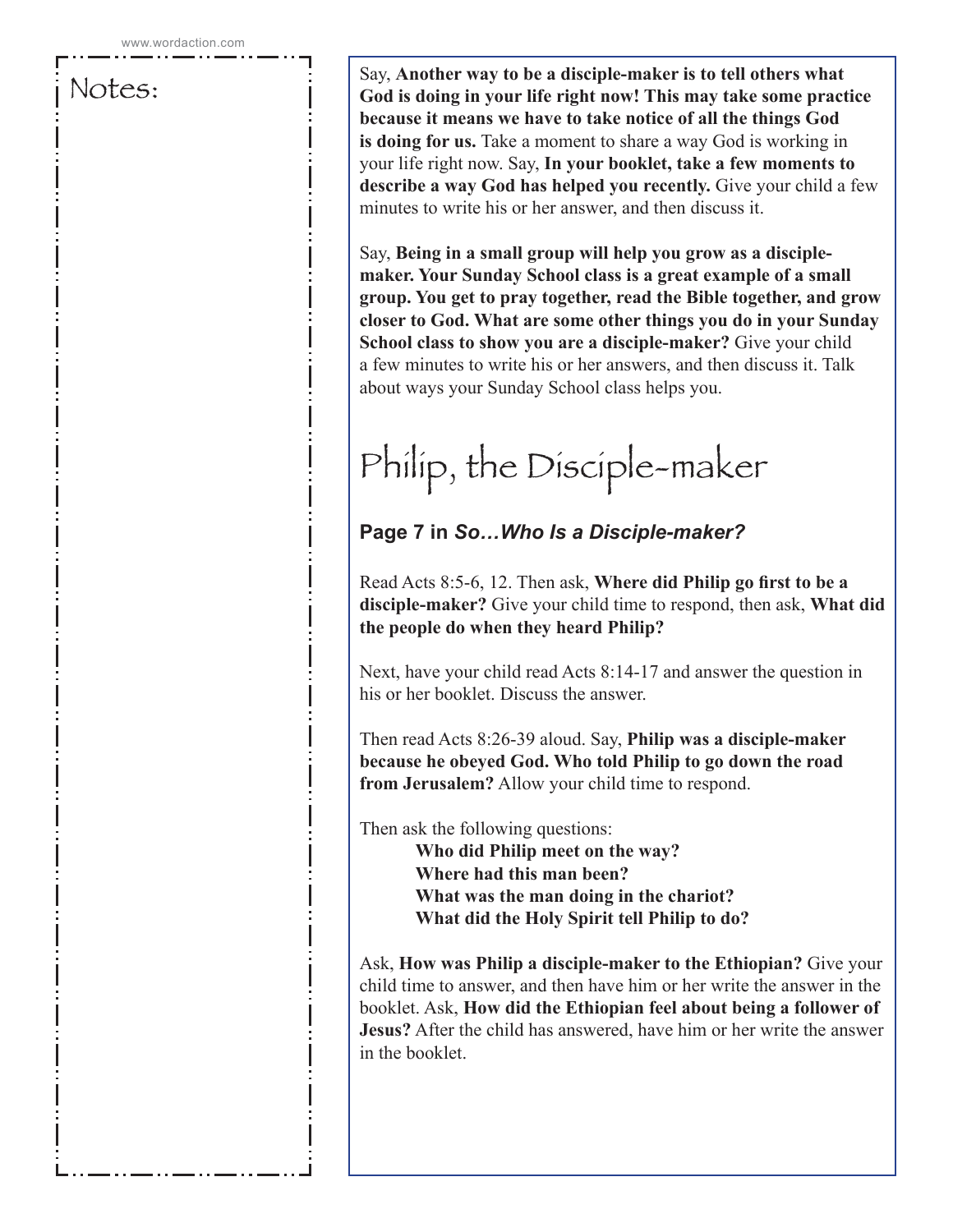Notes:

Say, **Another way to be a disciple-maker is to tell others what God is doing in your life right now! This may take some practice because it means we have to take notice of all the things God is doing for us.** Take a moment to share a way God is working in your life right now. Say, **In your booklet, take a few moments to describe a way God has helped you recently.** Give your child a few minutes to write his or her answer, and then discuss it.

Say, **Being in a small group will help you grow as a disciple-maker. Your Sunday School class is a great example of a small group. You get to pray together, read the Bible together, and grow closer to God. What are some other things you do in your Sunday School class to show you are a disciple-maker?** Give your child a few minutes to write his or her answers, and then discuss it. Talk about ways your Sunday School class helps you.

# Philip, the Disciple-maker

### Page 7 in *So…Who Is a Disciple-maker?*

Read Acts 8:5-6, 12. Then ask, **Where did Philip go first to be a disciple-maker?** Give your child time to respond, then ask, **What did the people do when they heard Philip?**

Next, have your child read Acts 8:14-17 and answer the question in his or her booklet. Discuss the answer.

Then read Acts 8:26-39 aloud. Say, **Philip was a disciple-maker because he obeyed God. Who told Philip to go down the road from Jerusalem?** Allow your child time to respond.

Then ask the following questions:

**Who did Philip meet on the way?**
**Where had this man been?**
**What was the man doing in the chariot?**
**What did the Holy Spirit tell Philip to do?**

Ask, **How was Philip a disciple-maker to the Ethiopian?** Give your child time to answer, and then have him or her write the answer in the booklet. Ask, **How did the Ethiopian feel about being a follower of Jesus?** After the child has answered, have him or her write the answer in the booklet.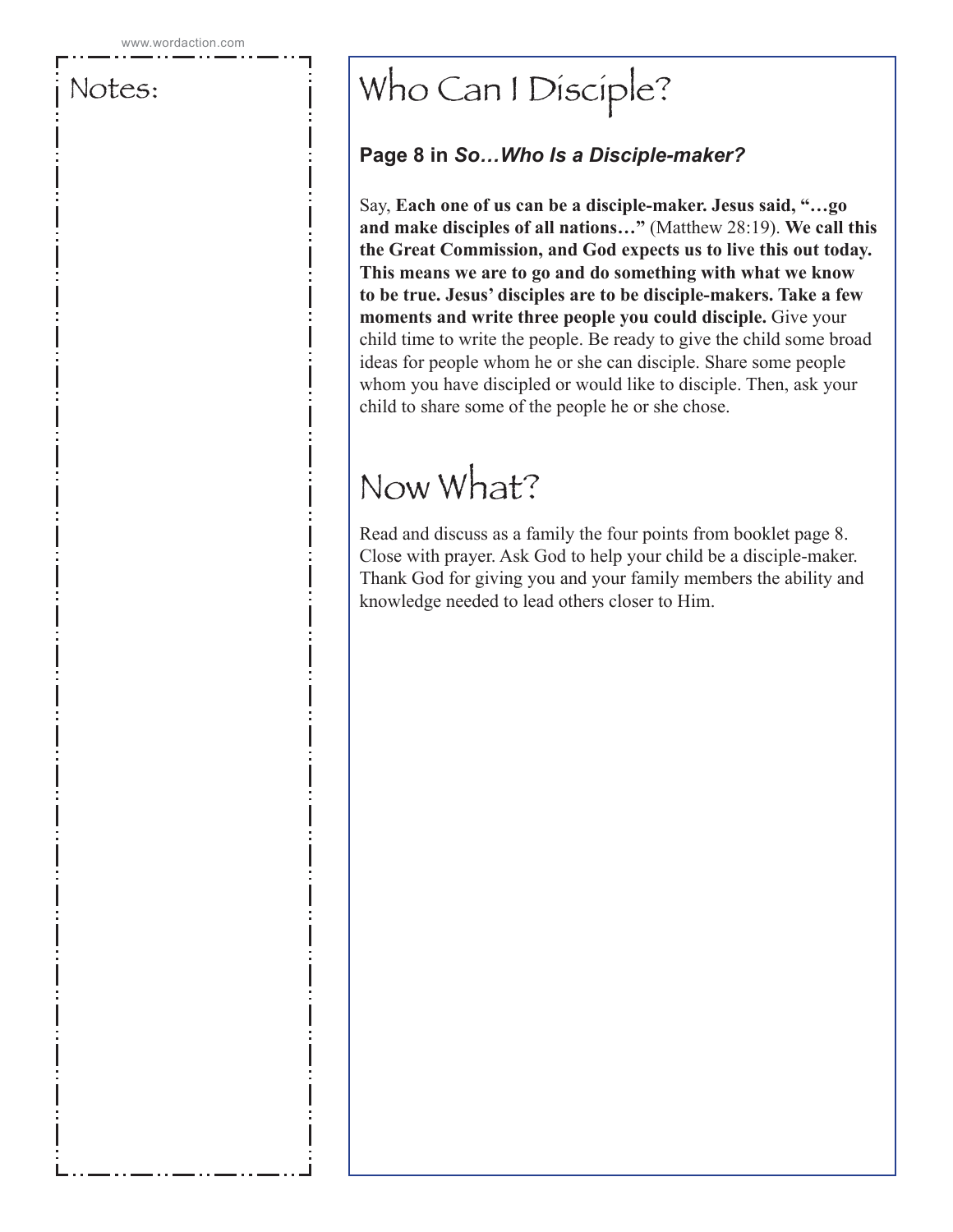Notes:

# Who Can I Disciple?

**Page 8 in *So…Who Is a Disciple-maker?***

Say, **Each one of us can be a disciple-maker. Jesus said, "…go and make disciples of all nations…"** (Matthew 28:19). **We call this the Great Commission, and God expects us to live this out today. This means we are to go and do something with what we know to be true. Jesus' disciples are to be disciple-makers. Take a few moments and write three people you could disciple.** Give your child time to write the people. Be ready to give the child some broad ideas for people whom he or she can disciple. Share some people whom you have discipled or would like to disciple. Then, ask your child to share some of the people he or she chose.

# Now What?

Read and discuss as a family the four points from booklet page 8. Close with prayer. Ask God to help your child be a disciple-maker. Thank God for giving you and your family members the ability and knowledge needed to lead others closer to Him.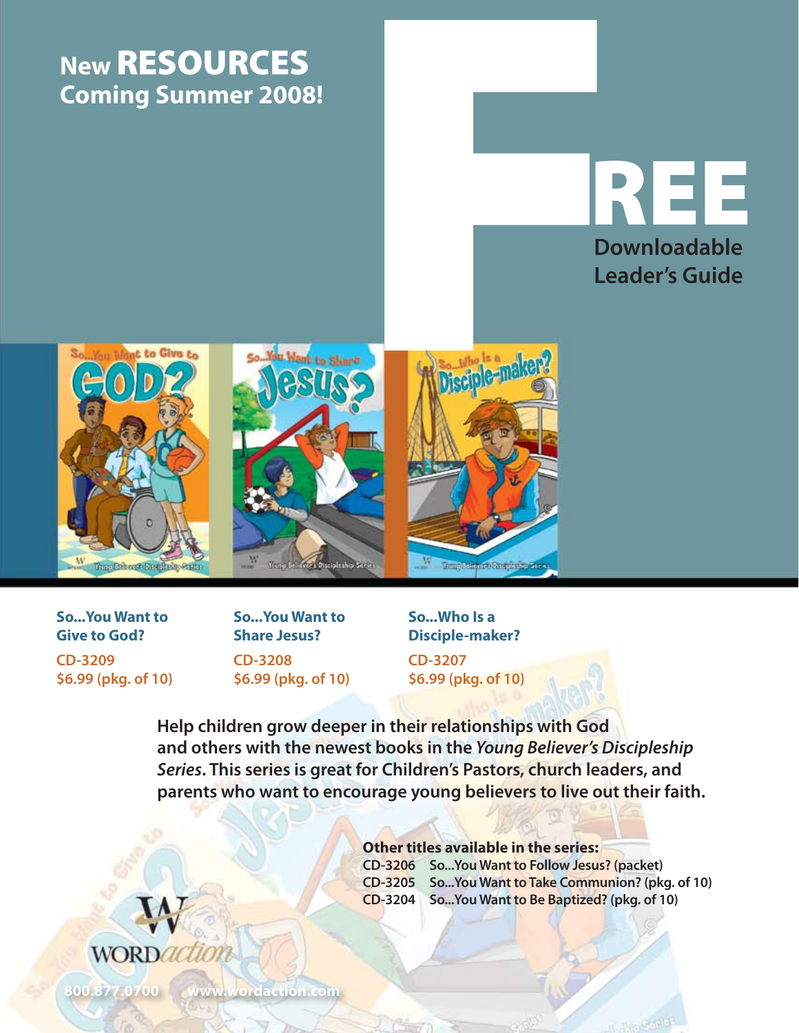# New RESOURCES Coming Summer 2008!

# FREE

## Downloadable Leader's Guide

**So...You Want to Give to God?**
CD-3209
$6.99 (pkg. of 10)

**So...You Want to Share Jesus?**
CD-3208
$6.99 (pkg. of 10)

**So...Who Is a Disciple-maker?**
CD-3207
$6.99 (pkg. of 10)

**Help children grow deeper in their relationships with God and others with the newest books in the *Young Believer's Discipleship Series*. This series is great for Children's Pastors, church leaders, and parents who want to encourage young believers to live out their faith.**

**Other titles available in the series:**

CD-3206 So...You Want to Follow Jesus? (packet)
CD-3205 So...You Want to Take Communion? (pkg. of 10)
CD-3204 So...You Want to Be Baptized? (pkg. of 10)

WORDaction

800.877.0700 www.wordaction.com